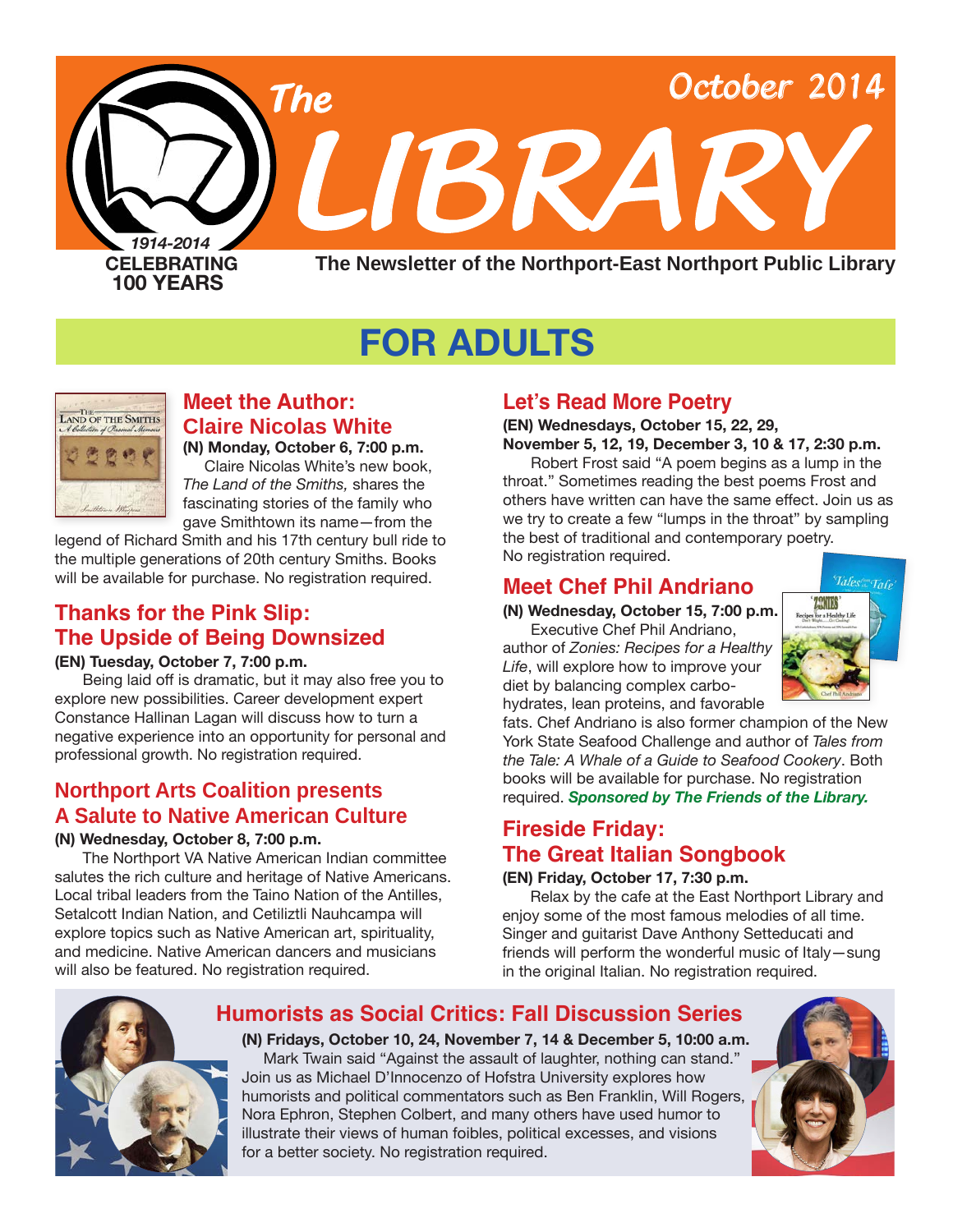# The LIBRARY

October 2014

1914-2014
CELEBRATING 100 YEARS

The Newsletter of the Northport-East Northport Public Library

## FOR ADULTS

### Meet the Author: Claire Nicolas White

**(N) Monday, October 6, 7:00 p.m.**

Claire Nicolas White's new book, *The Land of the Smiths,* shares the fascinating stories of the family who gave Smithtown its name—from the legend of Richard Smith and his 17th century bull ride to the multiple generations of 20th century Smiths. Books will be available for purchase. No registration required.

### Thanks for the Pink Slip: The Upside of Being Downsized

**(EN) Tuesday, October 7, 7:00 p.m.**

Being laid off is dramatic, but it may also free you to explore new possibilities. Career development expert Constance Hallinan Lagan will discuss how to turn a negative experience into an opportunity for personal and professional growth. No registration required.

### Northport Arts Coalition presents A Salute to Native American Culture

**(N) Wednesday, October 8, 7:00 p.m.**

The Northport VA Native American Indian committee salutes the rich culture and heritage of Native Americans. Local tribal leaders from the Taino Nation of the Antilles, Setalcott Indian Nation, and Cetiliztli Nauhcampa will explore topics such as Native American art, spirituality, and medicine. Native American dancers and musicians will also be featured. No registration required.

### Let's Read More Poetry

**(EN) Wednesdays, October 15, 22, 29, November 5, 12, 19, December 3, 10 & 17, 2:30 p.m.**

Robert Frost said "A poem begins as a lump in the throat." Sometimes reading the best poems Frost and others have written can have the same effect. Join us as we try to create a few "lumps in the throat" by sampling the best of traditional and contemporary poetry. No registration required.

### Meet Chef Phil Andriano

**(N) Wednesday, October 15, 7:00 p.m.**

Executive Chef Phil Andriano, author of *Zonies: Recipes for a Healthy Life*, will explore how to improve your diet by balancing complex carbohydrates, lean proteins, and favorable fats. Chef Andriano is also former champion of the New York State Seafood Challenge and author of *Tales from the Tale: A Whale of a Guide to Seafood Cookery*. Both books will be available for purchase. No registration required. ***Sponsored by The Friends of the Library.***

### Fireside Friday: The Great Italian Songbook

**(EN) Friday, October 17, 7:30 p.m.**

Relax by the cafe at the East Northport Library and enjoy some of the most famous melodies of all time. Singer and guitarist Dave Anthony Setteducati and friends will perform the wonderful music of Italy—sung in the original Italian. No registration required.

### Humorists as Social Critics: Fall Discussion Series

**(N) Fridays, October 10, 24, November 7, 14 & December 5, 10:00 a.m.**

Mark Twain said "Against the assault of laughter, nothing can stand." Join us as Michael D'Innocenzo of Hofstra University explores how humorists and political commentators such as Ben Franklin, Will Rogers, Nora Ephron, Stephen Colbert, and many others have used humor to illustrate their views of human foibles, political excesses, and visions for a better society. No registration required.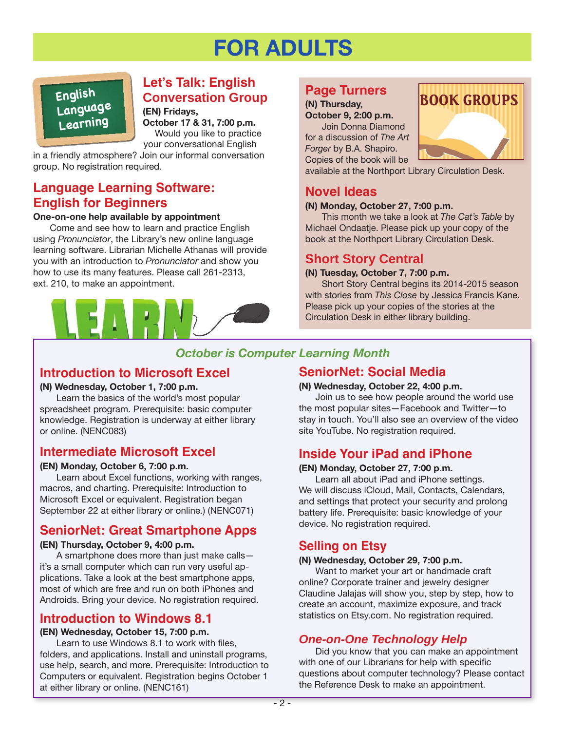# FOR ADULTS

## Let's Talk: English Conversation Group

**(EN) Fridays, October 17 & 31, 7:00 p.m.**

Would you like to practice your conversational English in a friendly atmosphere? Join our informal conversation group. No registration required.

## Language Learning Software: English for Beginners

**One-on-one help available by appointment**

Come and see how to learn and practice English using *Pronunciator*, the Library's new online language learning software. Librarian Michelle Athanas will provide you with an introduction to *Pronunciator* and show you how to use its many features. Please call 261-2313, ext. 210, to make an appointment.

## BOOK GROUPS

### Page Turners

**(N) Thursday, October 9, 2:00 p.m.**

Join Donna Diamond for a discussion of *The Art Forger* by B.A. Shapiro. Copies of the book will be available at the Northport Library Circulation Desk.

### Novel Ideas

**(N) Monday, October 27, 7:00 p.m.**

This month we take a look at *The Cat's Table* by Michael Ondaatje. Please pick up your copy of the book at the Northport Library Circulation Desk.

### Short Story Central

**(N) Tuesday, October 7, 7:00 p.m.**

Short Story Central begins its 2014-2015 season with stories from *This Close* by Jessica Francis Kane. Please pick up your copies of the stories at the Circulation Desk in either library building.

## *October is Computer Learning Month*

### Introduction to Microsoft Excel

**(N) Wednesday, October 1, 7:00 p.m.**

Learn the basics of the world's most popular spreadsheet program. Prerequisite: basic computer knowledge. Registration is underway at either library or online. (NENC083)

### Intermediate Microsoft Excel

**(EN) Monday, October 6, 7:00 p.m.**

Learn about Excel functions, working with ranges, macros, and charting. Prerequisite: Introduction to Microsoft Excel or equivalent. Registration began September 22 at either library or online.) (NENC071)

### SeniorNet: Great Smartphone Apps

**(EN) Thursday, October 9, 4:00 p.m.**

A smartphone does more than just make calls—it's a small computer which can run very useful applications. Take a look at the best smartphone apps, most of which are free and run on both iPhones and Androids. Bring your device. No registration required.

### Introduction to Windows 8.1

**(EN) Wednesday, October 15, 7:00 p.m.**

Learn to use Windows 8.1 to work with files, folders, and applications. Install and uninstall programs, use help, search, and more. Prerequisite: Introduction to Computers or equivalent. Registration begins October 1 at either library or online. (NENC161)

### SeniorNet: Social Media

**(N) Wednesday, October 22, 4:00 p.m.**

Join us to see how people around the world use the most popular sites—Facebook and Twitter—to stay in touch. You'll also see an overview of the video site YouTube. No registration required.

### Inside Your iPad and iPhone

**(EN) Monday, October 27, 7:00 p.m.**

Learn all about iPad and iPhone settings. We will discuss iCloud, Mail, Contacts, Calendars, and settings that protect your security and prolong battery life. Prerequisite: basic knowledge of your device. No registration required.

### Selling on Etsy

**(N) Wednesday, October 29, 7:00 p.m.**

Want to market your art or handmade craft online? Corporate trainer and jewelry designer Claudine Jalajas will show you, step by step, how to create an account, maximize exposure, and track statistics on Etsy.com. No registration required.

### *One-on-One Technology Help*

Did you know that you can make an appointment with one of our Librarians for help with specific questions about computer technology? Please contact the Reference Desk to make an appointment.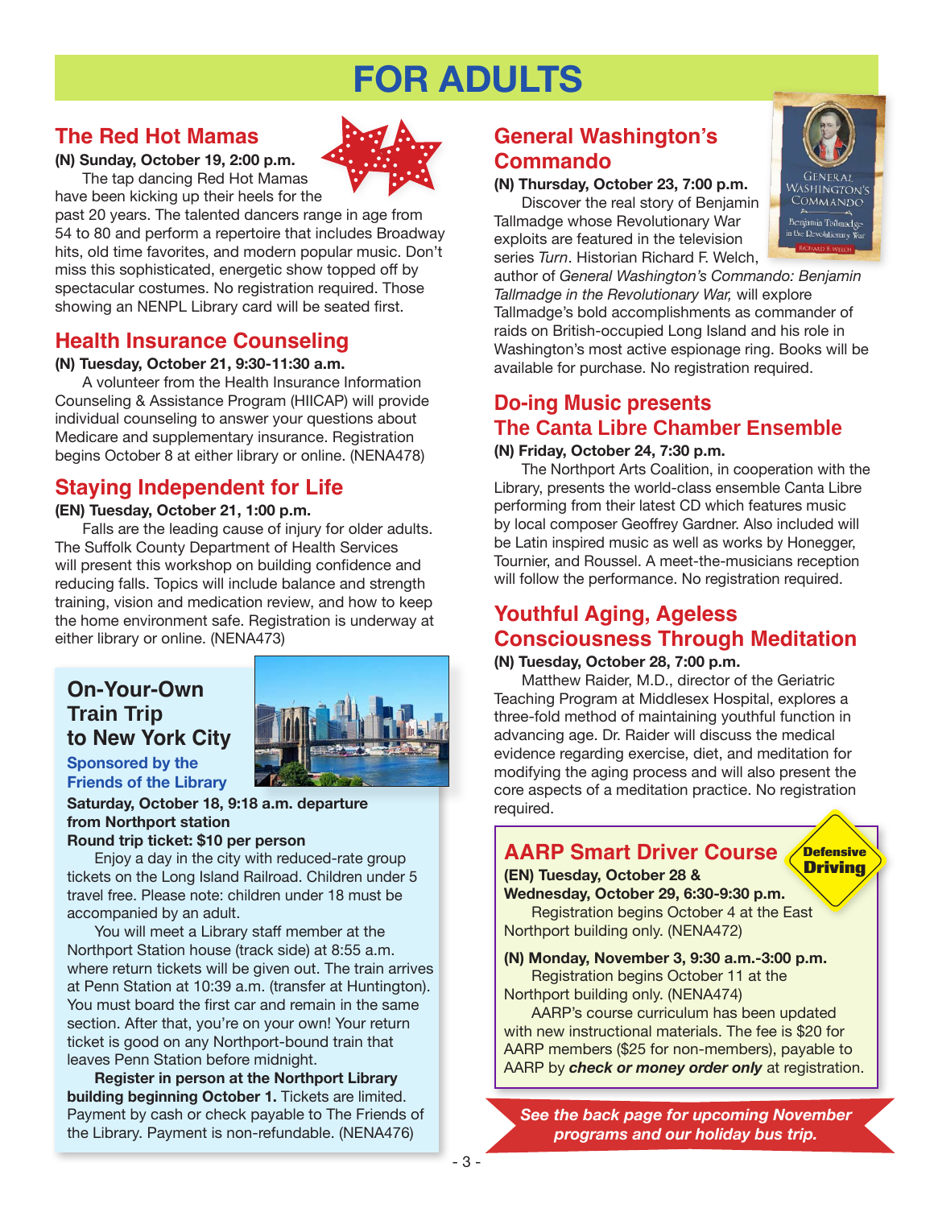# FOR ADULTS

## The Red Hot Mamas

**(N) Sunday, October 19, 2:00 p.m.**

The tap dancing Red Hot Mamas have been kicking up their heels for the past 20 years. The talented dancers range in age from 54 to 80 and perform a repertoire that includes Broadway hits, old time favorites, and modern popular music. Don't miss this sophisticated, energetic show topped off by spectacular costumes. No registration required. Those showing an NENPL Library card will be seated first.

## Health Insurance Counseling

**(N) Tuesday, October 21, 9:30-11:30 a.m.**

A volunteer from the Health Insurance Information Counseling & Assistance Program (HIICAP) will provide individual counseling to answer your questions about Medicare and supplementary insurance. Registration begins October 8 at either library or online. (NENA478)

## Staying Independent for Life

**(EN) Tuesday, October 21, 1:00 p.m.**

Falls are the leading cause of injury for older adults. The Suffolk County Department of Health Services will present this workshop on building confidence and reducing falls. Topics will include balance and strength training, vision and medication review, and how to keep the home environment safe. Registration is underway at either library or online. (NENA473)

## On-Your-Own Train Trip to New York City

**Sponsored by the Friends of the Library**

**Saturday, October 18, 9:18 a.m. departure from Northport station**

**Round trip ticket: $10 per person**

Enjoy a day in the city with reduced-rate group tickets on the Long Island Railroad. Children under 5 travel free. Please note: children under 18 must be accompanied by an adult.

You will meet a Library staff member at the Northport Station house (track side) at 8:55 a.m. where return tickets will be given out. The train arrives at Penn Station at 10:39 a.m. (transfer at Huntington). You must board the first car and remain in the same section. After that, you're on your own! Your return ticket is good on any Northport-bound train that leaves Penn Station before midnight.

**Register in person at the Northport Library building beginning October 1.** Tickets are limited. Payment by cash or check payable to The Friends of the Library. Payment is non-refundable. (NENA476)

## General Washington's Commando

**(N) Thursday, October 23, 7:00 p.m.**

Discover the real story of Benjamin Tallmadge whose Revolutionary War exploits are featured in the television series *Turn*. Historian Richard F. Welch, author of *General Washington's Commando: Benjamin Tallmadge in the Revolutionary War,* will explore Tallmadge's bold accomplishments as commander of raids on British-occupied Long Island and his role in Washington's most active espionage ring. Books will be available for purchase. No registration required.

## Do-ing Music presents The Canta Libre Chamber Ensemble

**(N) Friday, October 24, 7:30 p.m.**

The Northport Arts Coalition, in cooperation with the Library, presents the world-class ensemble Canta Libre performing from their latest CD which features music by local composer Geoffrey Gardner. Also included will be Latin inspired music as well as works by Honegger, Tournier, and Roussel. A meet-the-musicians reception will follow the performance. No registration required.

## Youthful Aging, Ageless Consciousness Through Meditation

**(N) Tuesday, October 28, 7:00 p.m.**

Matthew Raider, M.D., director of the Geriatric Teaching Program at Middlesex Hospital, explores a three-fold method of maintaining youthful function in advancing age. Dr. Raider will discuss the medical evidence regarding exercise, diet, and meditation for modifying the aging process and will also present the core aspects of a meditation practice. No registration required.

## AARP Smart Driver Course

Defensive Driving

**(EN) Tuesday, October 28 & Wednesday, October 29, 6:30-9:30 p.m.**

Registration begins October 4 at the East Northport building only. (NENA472)

**(N) Monday, November 3, 9:30 a.m.-3:00 p.m.**

Registration begins October 11 at the Northport building only. (NENA474)

AARP's course curriculum has been updated with new instructional materials. The fee is $20 for AARP members ($25 for non-members), payable to AARP by ***check or money order only*** at registration.

***See the back page for upcoming November programs and our holiday bus trip.***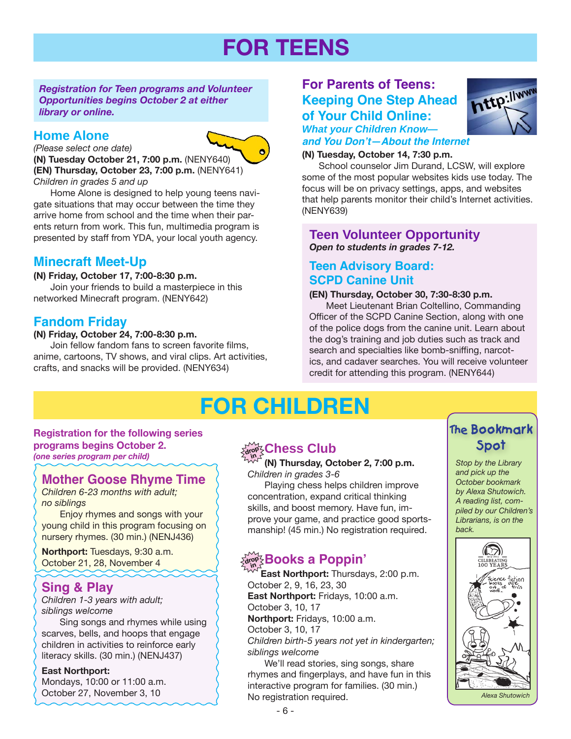# FOR TEENS

***Registration for Teen programs and Volunteer Opportunities begins October 2 at either library or online.***

## Home Alone

*(Please select one date)*
**(N) Tuesday October 21, 7:00 p.m.** (NENY640)
**(EN) Thursday, October 23, 7:00 p.m.** (NENY641)
*Children in grades 5 and up*

Home Alone is designed to help young teens navigate situations that may occur between the time they arrive home from school and the time when their parents return from work. This fun, multimedia program is presented by staff from YDA, your local youth agency.

## Minecraft Meet-Up

**(N) Friday, October 17, 7:00-8:30 p.m.**

Join your friends to build a masterpiece in this networked Minecraft program. (NENY642)

## Fandom Friday

**(N) Friday, October 24, 7:00-8:30 p.m.**

Join fellow fandom fans to screen favorite films, anime, cartoons, TV shows, and viral clips. Art activities, crafts, and snacks will be provided. (NENY634)

## For Parents of Teens: Keeping One Step Ahead of Your Child Online:

***What your Children Know—and You Don't—About the Internet***

**(N) Tuesday, October 14, 7:30 p.m.**

School counselor Jim Durand, LCSW, will explore some of the most popular websites kids use today. The focus will be on privacy settings, apps, and websites that help parents monitor their child's Internet activities. (NENY639)

## Teen Volunteer Opportunity

***Open to students in grades 7-12.***

## Teen Advisory Board: SCPD Canine Unit

**(EN) Thursday, October 30, 7:30-8:30 p.m.**

Meet Lieutenant Brian Coltellino, Commanding Officer of the SCPD Canine Section, along with one of the police dogs from the canine unit. Learn about the dog's training and job duties such as track and search and specialties like bomb-sniffing, narcotics, and cadaver searches. You will receive volunteer credit for attending this program. (NENY644)

# FOR CHILDREN

**Registration for the following series programs begins October 2.**
***(one series program per child)***

## Mother Goose Rhyme Time

*Children 6-23 months with adult; no siblings*

Enjoy rhymes and songs with your young child in this program focusing on nursery rhymes. (30 min.) (NENJ436)

**Northport:** Tuesdays, 9:30 a.m.
October 21, 28, November 4

## Sing & Play

*Children 1-3 years with adult; siblings welcome*

Sing songs and rhymes while using scarves, bells, and hoops that engage children in activities to reinforce early literacy skills. (30 min.) (NENJ437)

**East Northport:**
Mondays, 10:00 or 11:00 a.m.
October 27, November 3, 10

## Chess Club (drop in)

**(N) Thursday, October 2, 7:00 p.m.**
*Children in grades 3-6*

Playing chess helps children improve concentration, expand critical thinking skills, and boost memory. Have fun, improve your game, and practice good sportsmanship! (45 min.) No registration required.

## Books a Poppin' (drop in)

**East Northport:** Thursdays, 2:00 p.m.
October 2, 9, 16, 23, 30
**East Northport:** Fridays, 10:00 a.m.
October 3, 10, 17
**Northport:** Fridays, 10:00 a.m.
October 3, 10, 17
*Children birth-5 years not yet in kindergarten; siblings welcome*

We'll read stories, sing songs, share rhymes and fingerplays, and have fun in this interactive program for families. (30 min.) No registration required.

## The Bookmark Spot

*Stop by the Library and pick up the October bookmark by Alexa Shutowich. A reading list, compiled by our Children's Librarians, is on the back.*

*Alexa Shutowich*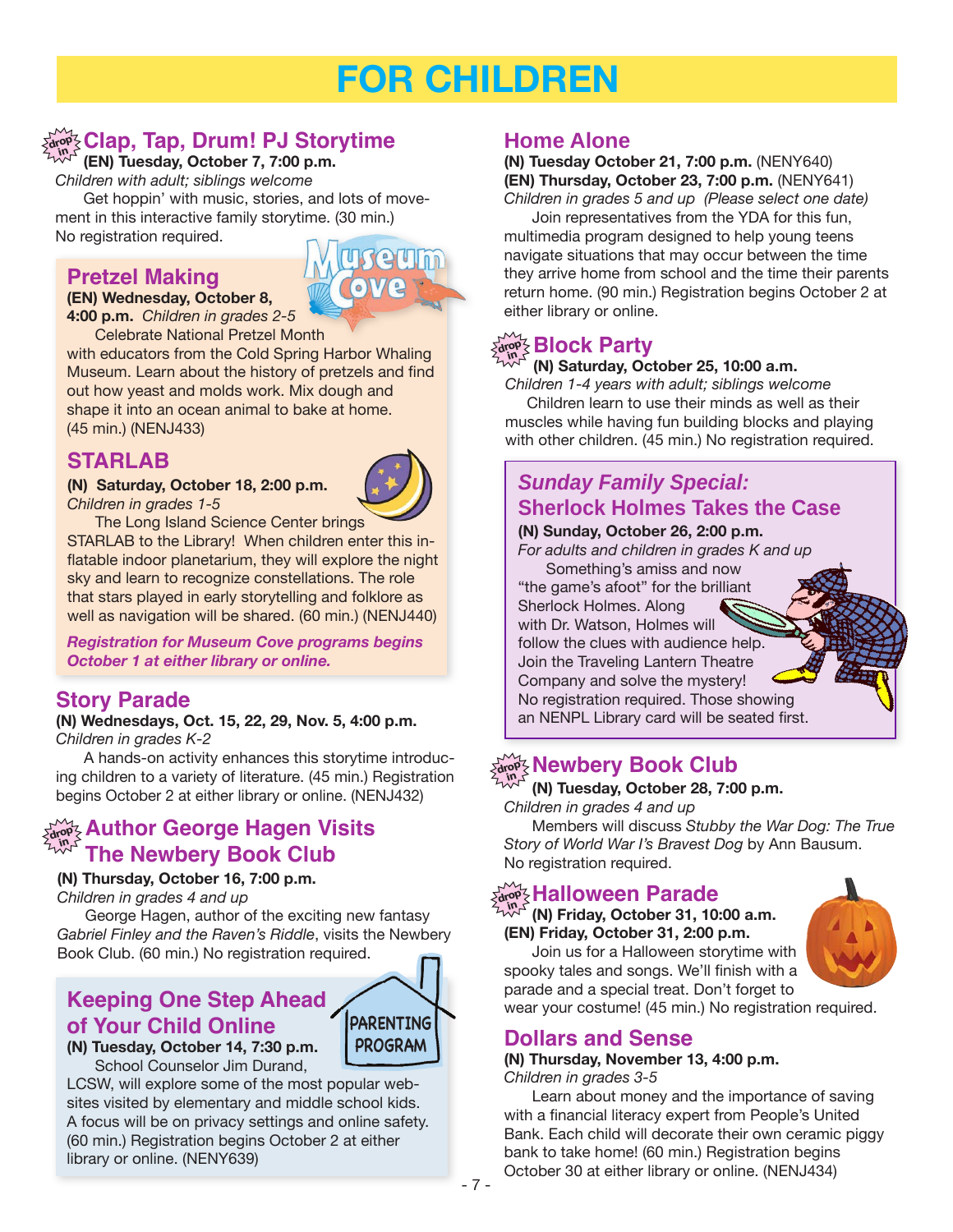# FOR CHILDREN

## Clap, Tap, Drum! PJ Storytime

**(EN) Tuesday, October 7, 7:00 p.m.**
*Children with adult; siblings welcome*

Get hoppin' with music, stories, and lots of movement in this interactive family storytime. (30 min.) No registration required.

## Pretzel Making

**(EN) Wednesday, October 8, 4:00 p.m.** *Children in grades 2-5*

Celebrate National Pretzel Month with educators from the Cold Spring Harbor Whaling Museum. Learn about the history of pretzels and find out how yeast and molds work. Mix dough and shape it into an ocean animal to bake at home. (45 min.) (NENJ433)

## STARLAB

**(N) Saturday, October 18, 2:00 p.m.**
*Children in grades 1-5*

The Long Island Science Center brings STARLAB to the Library! When children enter this inflatable indoor planetarium, they will explore the night sky and learn to recognize constellations. The role that stars played in early storytelling and folklore as well as navigation will be shared. (60 min.) (NENJ440)

***Registration for Museum Cove programs begins October 1 at either library or online.***

## Story Parade

**(N) Wednesdays, Oct. 15, 22, 29, Nov. 5, 4:00 p.m.**
*Children in grades K-2*

A hands-on activity enhances this storytime introducing children to a variety of literature. (45 min.) Registration begins October 2 at either library or online. (NENJ432)

## Author George Hagen Visits The Newbery Book Club

**(N) Thursday, October 16, 7:00 p.m.**
*Children in grades 4 and up*

George Hagen, author of the exciting new fantasy *Gabriel Finley and the Raven's Riddle*, visits the Newbery Book Club. (60 min.) No registration required.

## Keeping One Step Ahead of Your Child Online

PARENTING PROGRAM

**(N) Tuesday, October 14, 7:30 p.m.**

School Counselor Jim Durand, LCSW, will explore some of the most popular websites visited by elementary and middle school kids. A focus will be on privacy settings and online safety. (60 min.) Registration begins October 2 at either library or online. (NENY639)

## Home Alone

**(N) Tuesday October 21, 7:00 p.m.** (NENY640)
**(EN) Thursday, October 23, 7:00 p.m.** (NENY641)
*Children in grades 5 and up (Please select one date)*

Join representatives from the YDA for this fun, multimedia program designed to help young teens navigate situations that may occur between the time they arrive home from school and the time their parents return home. (90 min.) Registration begins October 2 at either library or online.

## Block Party

**(N) Saturday, October 25, 10:00 a.m.**
*Children 1-4 years with adult; siblings welcome*

Children learn to use their minds as well as their muscles while having fun building blocks and playing with other children. (45 min.) No registration required.

## *Sunday Family Special:* Sherlock Holmes Takes the Case

**(N) Sunday, October 26, 2:00 p.m.**
*For adults and children in grades K and up*

Something's amiss and now "the game's afoot" for the brilliant Sherlock Holmes. Along with Dr. Watson, Holmes will follow the clues with audience help. Join the Traveling Lantern Theatre Company and solve the mystery! No registration required. Those showing an NENPL Library card will be seated first.

## Newbery Book Club

**(N) Tuesday, October 28, 7:00 p.m.**
*Children in grades 4 and up*

Members will discuss *Stubby the War Dog: The True Story of World War I's Bravest Dog* by Ann Bausum. No registration required.

## Halloween Parade

**(N) Friday, October 31, 10:00 a.m.**
**(EN) Friday, October 31, 2:00 p.m.**

Join us for a Halloween storytime with spooky tales and songs. We'll finish with a parade and a special treat. Don't forget to wear your costume! (45 min.) No registration required.

## Dollars and Sense

**(N) Thursday, November 13, 4:00 p.m.**
*Children in grades 3-5*

Learn about money and the importance of saving with a financial literacy expert from People's United Bank. Each child will decorate their own ceramic piggy bank to take home! (60 min.) Registration begins October 30 at either library or online. (NENJ434)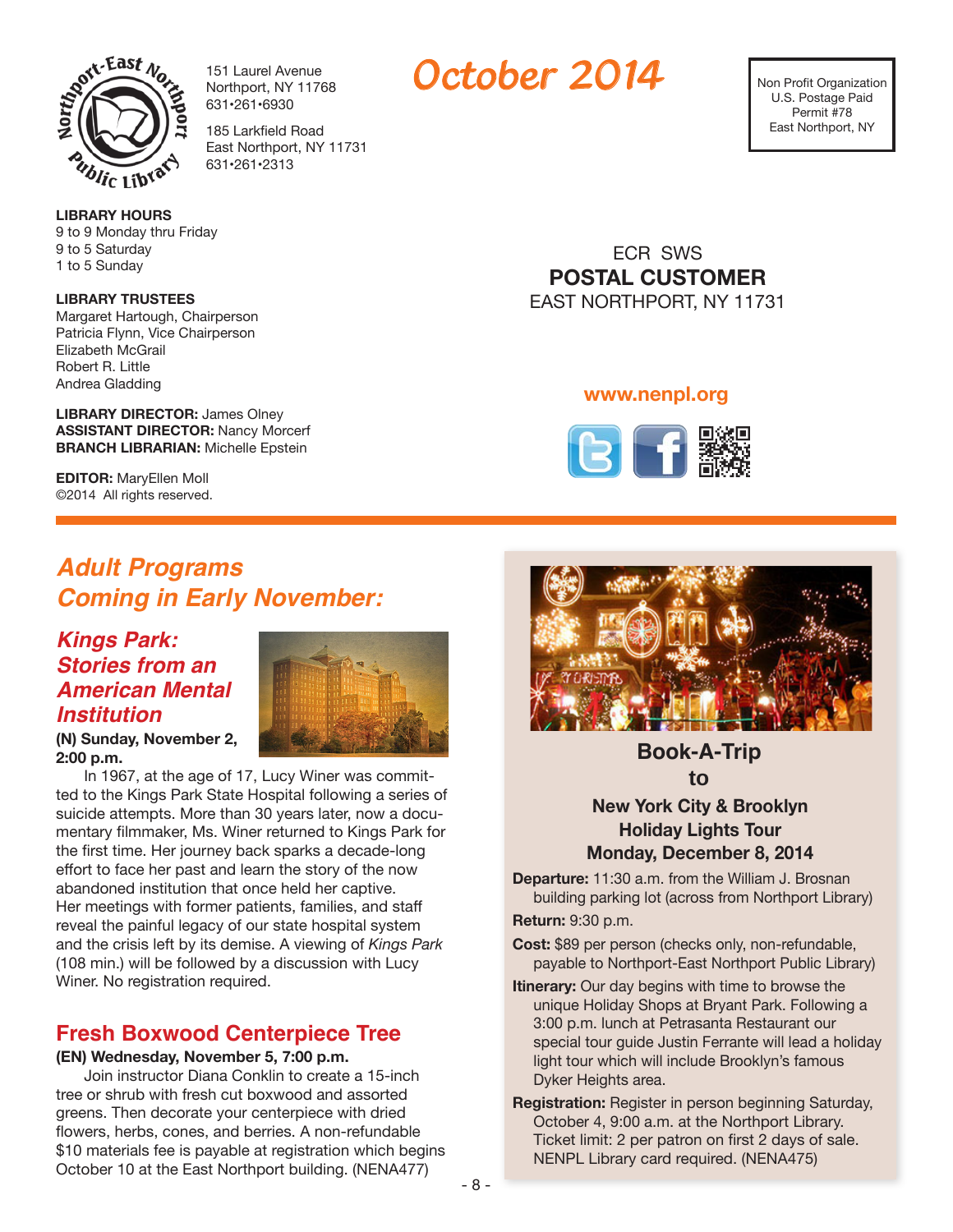151 Laurel Avenue
Northport, NY 11768
631•261•6930

185 Larkfield Road
East Northport, NY 11731
631•261•2313

# October 2014

Non Profit Organization
U.S. Postage Paid
Permit #78
East Northport, NY

**LIBRARY HOURS**
9 to 9 Monday thru Friday
9 to 5 Saturday
1 to 5 Sunday

**LIBRARY TRUSTEES**
Margaret Hartough, Chairperson
Patricia Flynn, Vice Chairperson
Elizabeth McGrail
Robert R. Little
Andrea Gladding

**LIBRARY DIRECTOR:** James Olney
**ASSISTANT DIRECTOR:** Nancy Morcerf
**BRANCH LIBRARIAN:** Michelle Epstein

**EDITOR:** MaryEllen Moll
©2014 All rights reserved.

ECR SWS
**POSTAL CUSTOMER**
EAST NORTHPORT, NY 11731

**www.nenpl.org**

## Adult Programs Coming in Early November:

### Kings Park: Stories from an American Mental Institution

**(N) Sunday, November 2, 2:00 p.m.**

In 1967, at the age of 17, Lucy Winer was committed to the Kings Park State Hospital following a series of suicide attempts. More than 30 years later, now a documentary filmmaker, Ms. Winer returned to Kings Park for the first time. Her journey back sparks a decade-long effort to face her past and learn the story of the now abandoned institution that once held her captive. Her meetings with former patients, families, and staff reveal the painful legacy of our state hospital system and the crisis left by its demise. A viewing of *Kings Park* (108 min.) will be followed by a discussion with Lucy Winer. No registration required.

### Fresh Boxwood Centerpiece Tree

**(EN) Wednesday, November 5, 7:00 p.m.**

Join instructor Diana Conklin to create a 15-inch tree or shrub with fresh cut boxwood and assorted greens. Then decorate your centerpiece with dried flowers, herbs, cones, and berries. A non-refundable $10 materials fee is payable at registration which begins October 10 at the East Northport building. (NENA477)

### Book-A-Trip to New York City & Brooklyn Holiday Lights Tour Monday, December 8, 2014

**Departure:** 11:30 a.m. from the William J. Brosnan building parking lot (across from Northport Library)

**Return:** 9:30 p.m.

**Cost:** $89 per person (checks only, non-refundable, payable to Northport-East Northport Public Library)

**Itinerary:** Our day begins with time to browse the unique Holiday Shops at Bryant Park. Following a 3:00 p.m. lunch at Petrasanta Restaurant our special tour guide Justin Ferrante will lead a holiday light tour which will include Brooklyn's famous Dyker Heights area.

**Registration:** Register in person beginning Saturday, October 4, 9:00 a.m. at the Northport Library. Ticket limit: 2 per patron on first 2 days of sale. NENPL Library card required. (NENA475)